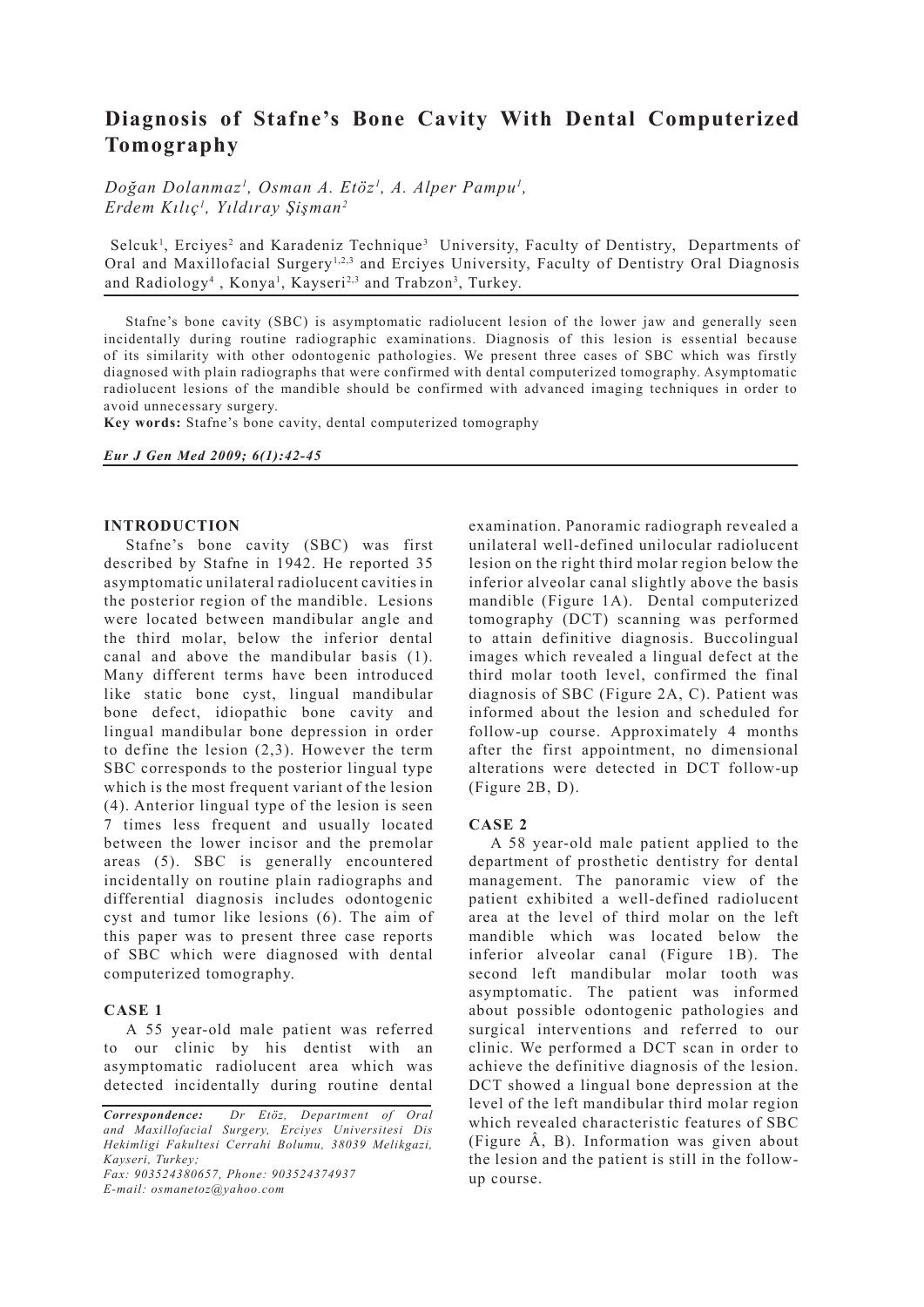# Diagnosis of Stafne's Bone Cavity With Dental Computerized Tomography

*Doğan Dolanmaz[1], Osman A. Etöz[1], A. Alper Pampu[1], Erdem Kılıç[1], Yıldıray Şişman[2]*

Selcuk[1], Erciyes[2] and Karadeniz Technique[3] University, Faculty of Dentistry, Departments of Oral and Maxillofacial Surgery[1,2,3] and Erciyes University, Faculty of Dentistry Oral Diagnosis and Radiology[4], Konya[1], Kayseri[2,3] and Trabzon[3], Turkey.

Stafne's bone cavity (SBC) is asymptomatic radiolucent lesion of the lower jaw and generally seen incidentally during routine radiographic examinations. Diagnosis of this lesion is essential because of its similarity with other odontogenic pathologies. We present three cases of SBC which was firstly diagnosed with plain radiographs that were confirmed with dental computerized tomography. Asymptomatic radiolucent lesions of the mandible should be confirmed with advanced imaging techniques in order to avoid unnecessary surgery.

**Key words:** Stafne's bone cavity, dental computerized tomography

*Eur J Gen Med 2009; 6(1):42-45*

## INTRODUCTION

Stafne's bone cavity (SBC) was first described by Stafne in 1942. He reported 35 asymptomatic unilateral radiolucent cavities in the posterior region of the mandible. Lesions were located between mandibular angle and the third molar, below the inferior dental canal and above the mandibular basis (1). Many different terms have been introduced like static bone cyst, lingual mandibular bone defect, idiopathic bone cavity and lingual mandibular bone depression in order to define the lesion (2,3). However the term SBC corresponds to the posterior lingual type which is the most frequent variant of the lesion (4). Anterior lingual type of the lesion is seen 7 times less frequent and usually located between the lower incisor and the premolar areas (5). SBC is generally encountered incidentally on routine plain radiographs and differential diagnosis includes odontogenic cyst and tumor like lesions (6). The aim of this paper was to present three case reports of SBC which were diagnosed with dental computerized tomography.

## CASE 1

A 55 year-old male patient was referred to our clinic by his dentist with an asymptomatic radiolucent area which was detected incidentally during routine dental examination. Panoramic radiograph revealed a unilateral well-defined unilocular radiolucent lesion on the right third molar region below the inferior alveolar canal slightly above the basis mandible (Figure 1A). Dental computerized tomography (DCT) scanning was performed to attain definitive diagnosis. Buccolingual images which revealed a lingual defect at the third molar tooth level, confirmed the final diagnosis of SBC (Figure 2A, C). Patient was informed about the lesion and scheduled for follow-up course. Approximately 4 months after the first appointment, no dimensional alterations were detected in DCT follow-up (Figure 2B, D).

## CASE 2

A 58 year-old male patient applied to the department of prosthetic dentistry for dental management. The panoramic view of the patient exhibited a well-defined radiolucent area at the level of third molar on the left mandible which was located below the inferior alveolar canal (Figure 1B). The second left mandibular molar tooth was asymptomatic. The patient was informed about possible odontogenic pathologies and surgical interventions and referred to our clinic. We performed a DCT scan in order to achieve the definitive diagnosis of the lesion. DCT showed a lingual bone depression at the level of the left mandibular third molar region which revealed characteristic features of SBC (Figure Â, B). Information was given about the lesion and the patient is still in the follow-up course.

*Correspondence:* Dr Etöz, Department of Oral and Maxillofacial Surgery, Erciyes Universitesi Dis Hekimligi Fakultesi Cerrahi Bolumu, 38039 Melikgazi, Kayseri, Turkey;
Fax: 903524380657, Phone: 903524374937
E-mail: osmanetoz@yahoo.com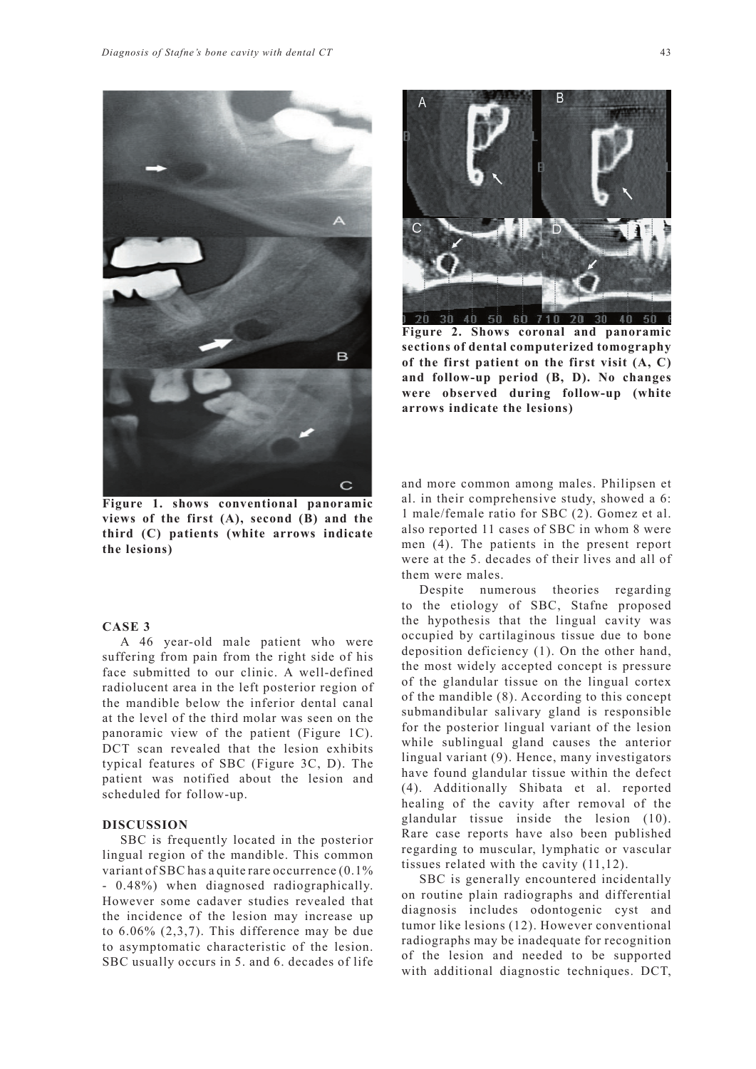Figure 1. shows conventional panoramic views of the first (A), second (B) and the third (C) patients (white arrows indicate the lesions)

Figure 2. Shows coronal and panoramic sections of dental computerized tomography of the first patient on the first visit (A, C) and follow-up period (B, D). No changes were observed during follow-up (white arrows indicate the lesions)

### CASE 3

A 46 year-old male patient who were suffering from pain from the right side of his face submitted to our clinic. A well-defined radiolucent area in the left posterior region of the mandible below the inferior dental canal at the level of the third molar was seen on the panoramic view of the patient (Figure 1C). DCT scan revealed that the lesion exhibits typical features of SBC (Figure 3C, D). The patient was notified about the lesion and scheduled for follow-up.

## DISCUSSION

SBC is frequently located in the posterior lingual region of the mandible. This common variant of SBC has a quite rare occurrence (0.1% - 0.48%) when diagnosed radiographically. However some cadaver studies revealed that the incidence of the lesion may increase up to 6.06% (2,3,7). This difference may be due to asymptomatic characteristic of the lesion. SBC usually occurs in 5. and 6. decades of life and more common among males. Philipsen et al. in their comprehensive study, showed a 6: 1 male/female ratio for SBC (2). Gomez et al. also reported 11 cases of SBC in whom 8 were men (4). The patients in the present report were at the 5. decades of their lives and all of them were males.

Despite numerous theories regarding to the etiology of SBC, Stafne proposed the hypothesis that the lingual cavity was occupied by cartilaginous tissue due to bone deposition deficiency (1). On the other hand, the most widely accepted concept is pressure of the glandular tissue on the lingual cortex of the mandible (8). According to this concept submandibular salivary gland is responsible for the posterior lingual variant of the lesion while sublingual gland causes the anterior lingual variant (9). Hence, many investigators have found glandular tissue within the defect (4). Additionally Shibata et al. reported healing of the cavity after removal of the glandular tissue inside the lesion (10). Rare case reports have also been published regarding to muscular, lymphatic or vascular tissues related with the cavity (11,12).

SBC is generally encountered incidentally on routine plain radiographs and differential diagnosis includes odontogenic cyst and tumor like lesions (12). However conventional radiographs may be inadequate for recognition of the lesion and needed to be supported with additional diagnostic techniques. DCT,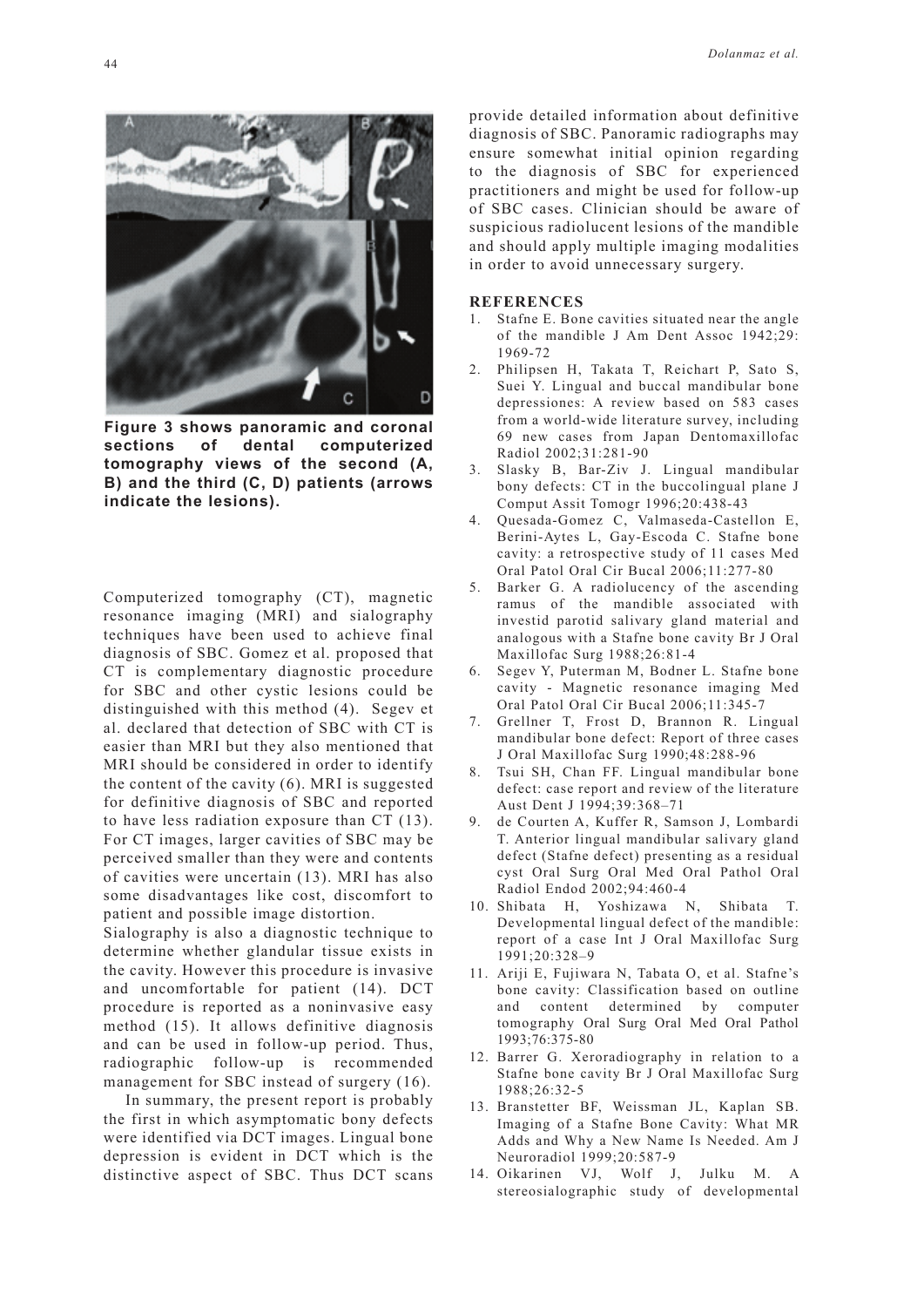**Figure 3 shows panoramic and coronal sections of dental computerized tomography views of the second (A, B) and the third (C, D) patients (arrows indicate the lesions).**

Computerized tomography (CT), magnetic resonance imaging (MRI) and sialography techniques have been used to achieve final diagnosis of SBC. Gomez et al. proposed that CT is complementary diagnostic procedure for SBC and other cystic lesions could be distinguished with this method (4). Segev et al. declared that detection of SBC with CT is easier than MRI but they also mentioned that MRI should be considered in order to identify the content of the cavity (6). MRI is suggested for definitive diagnosis of SBC and reported to have less radiation exposure than CT (13). For CT images, larger cavities of SBC may be perceived smaller than they were and contents of cavities were uncertain (13). MRI has also some disadvantages like cost, discomfort to patient and possible image distortion.

Sialography is also a diagnostic technique to determine whether glandular tissue exists in the cavity. However this procedure is invasive and uncomfortable for patient (14). DCT procedure is reported as a noninvasive easy method (15). It allows definitive diagnosis and can be used in follow-up period. Thus, radiographic follow-up is recommended management for SBC instead of surgery (16).

In summary, the present report is probably the first in which asymptomatic bony defects were identified via DCT images. Lingual bone depression is evident in DCT which is the distinctive aspect of SBC. Thus DCT scans provide detailed information about definitive diagnosis of SBC. Panoramic radiographs may ensure somewhat initial opinion regarding to the diagnosis of SBC for experienced practitioners and might be used for follow-up of SBC cases. Clinician should be aware of suspicious radiolucent lesions of the mandible and should apply multiple imaging modalities in order to avoid unnecessary surgery.

## REFERENCES

1. Stafne E. Bone cavities situated near the angle of the mandible J Am Dent Assoc 1942;29: 1969-72
2. Philipsen H, Takata T, Reichart P, Sato S, Suei Y. Lingual and buccal mandibular bone depressiones: A review based on 583 cases from a world-wide literature survey, including 69 new cases from Japan Dentomaxillofac Radiol 2002;31:281-90
3. Slasky B, Bar-Ziv J. Lingual mandibular bony defects: CT in the buccolingual plane J Comput Assit Tomogr 1996;20:438-43
4. Quesada-Gomez C, Valmaseda-Castellon E, Berini-Aytes L, Gay-Escoda C. Stafne bone cavity: a retrospective study of 11 cases Med Oral Patol Oral Cir Bucal 2006;11:277-80
5. Barker G. A radiolucency of the ascending ramus of the mandible associated with investid parotid salivary gland material and analogous with a Stafne bone cavity Br J Oral Maxillofac Surg 1988;26:81-4
6. Segev Y, Puterman M, Bodner L. Stafne bone cavity - Magnetic resonance imaging Med Oral Patol Oral Cir Bucal 2006;11:345-7
7. Grellner T, Frost D, Brannon R. Lingual mandibular bone defect: Report of three cases J Oral Maxillofac Surg 1990;48:288-96
8. Tsui SH, Chan FF. Lingual mandibular bone defect: case report and review of the literature Aust Dent J 1994;39:368–71
9. de Courten A, Kuffer R, Samson J, Lombardi T. Anterior lingual mandibular salivary gland defect (Stafne defect) presenting as a residual cyst Oral Surg Oral Med Oral Pathol Oral Radiol Endod 2002;94:460-4
10. Shibata H, Yoshizawa N, Shibata T. Developmental lingual defect of the mandible: report of a case Int J Oral Maxillofac Surg 1991;20:328–9
11. Ariji E, Fujiwara N, Tabata O, et al. Stafne's bone cavity: Classification based on outline and content determined by computer tomography Oral Surg Oral Med Oral Pathol 1993;76:375-80
12. Barrer G. Xeroradiography in relation to a Stafne bone cavity Br J Oral Maxillofac Surg 1988;26:32-5
13. Branstetter BF, Weissman JL, Kaplan SB. Imaging of a Stafne Bone Cavity: What MR Adds and Why a New Name Is Needed. Am J Neuroradiol 1999;20:587-9
14. Oikarinen VJ, Wolf J, Julku M. A stereosialographic study of developmental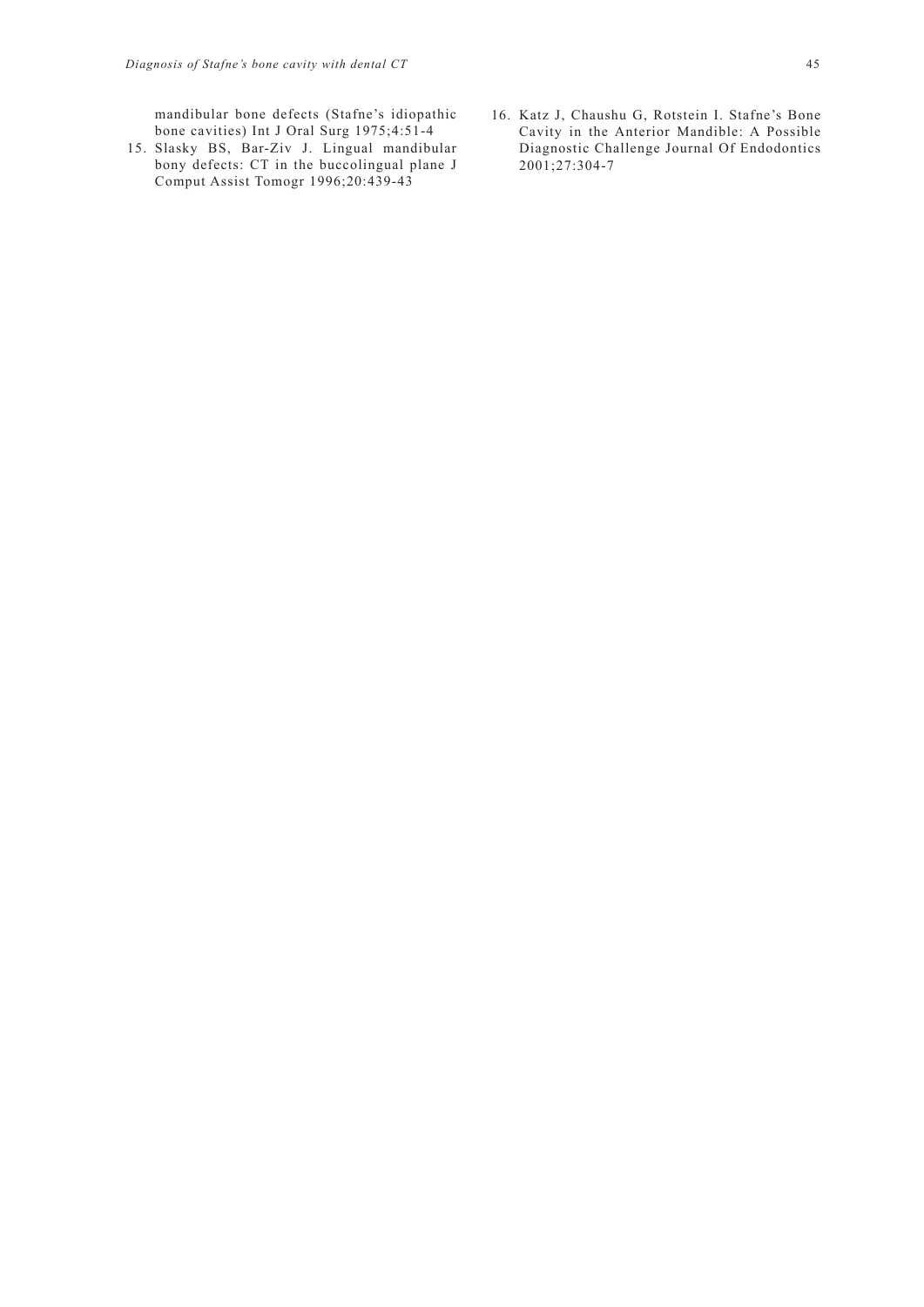mandibular bone defects (Stafne's idiopathic bone cavities) Int J Oral Surg 1975;4:51-4

15. Slasky BS, Bar-Ziv J. Lingual mandibular bony defects: CT in the buccolingual plane J Comput Assist Tomogr 1996;20:439-43
16. Katz J, Chaushu G, Rotstein I. Stafne's Bone Cavity in the Anterior Mandible: A Possible Diagnostic Challenge Journal Of Endodontics 2001;27:304-7